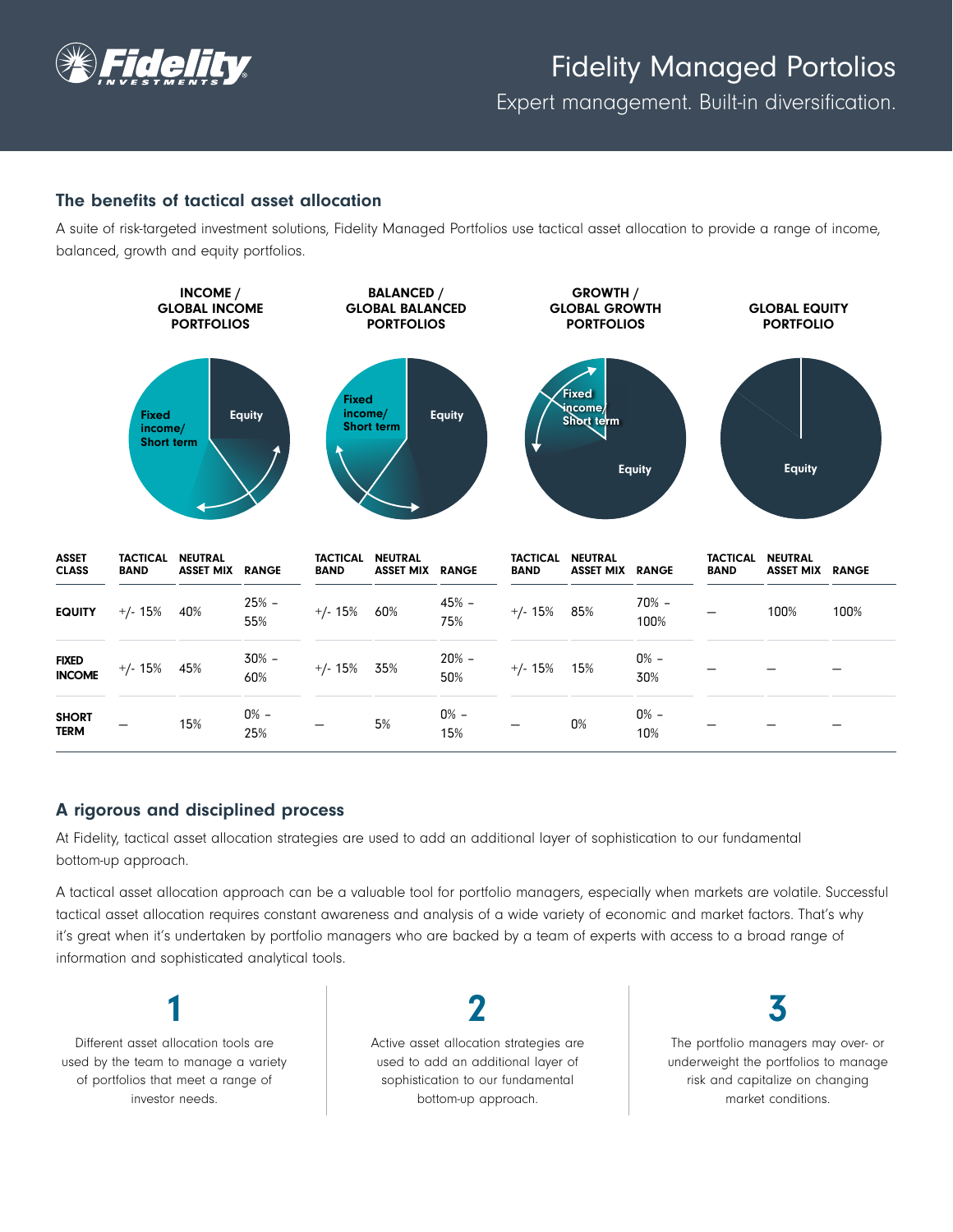# Fidelity Managed Portolios

Expert management. Built-in diversification.

## The benefits of tactical asset allocation

A suite of risk-targeted investment solutions, Fidelity Managed Portfolios use tactical asset allocation to provide a range of income, balanced, growth and equity portfolios.

| | INCOME / GLOBAL INCOME PORTFOLIOS | | | BALANCED / GLOBAL BALANCED PORTFOLIOS | | | GROWTH / GLOBAL GROWTH PORTFOLIOS | | | GLOBAL EQUITY PORTFOLIO | | |
|---|---|---|---|---|---|---|---|---|---|---|---|---|
| **ASSET CLASS** | **TACTICAL BAND** | **NEUTRAL ASSET MIX** | **RANGE** | **TACTICAL BAND** | **NEUTRAL ASSET MIX** | **RANGE** | **TACTICAL BAND** | **NEUTRAL ASSET MIX** | **RANGE** | **TACTICAL BAND** | **NEUTRAL ASSET MIX** | **RANGE** |
| **EQUITY** | +/- 15% | 40% | 25% – 55% | +/- 15% | 60% | 45% – 75% | +/- 15% | 85% | 70% – 100% | – | 100% | 100% |
| **FIXED INCOME** | +/- 15% | 45% | 30% – 60% | +/- 15% | 35% | 20% – 50% | +/- 15% | 15% | 0% – 30% | – | – | – |
| **SHORT TERM** | – | 15% | 0% – 25% | – | 5% | 0% – 15% | – | 0% | 0% – 10% | – | – | – |

## A rigorous and disciplined process

At Fidelity, tactical asset allocation strategies are used to add an additional layer of sophistication to our fundamental bottom-up approach.

A tactical asset allocation approach can be a valuable tool for portfolio managers, especially when markets are volatile. Successful tactical asset allocation requires constant awareness and analysis of a wide variety of economic and market factors. That's why it's great when it's undertaken by portfolio managers who are backed by a team of experts with access to a broad range of information and sophisticated analytical tools.

**1**

Different asset allocation tools are used by the team to manage a variety of portfolios that meet a range of investor needs.

**2**

Active asset allocation strategies are used to add an additional layer of sophistication to our fundamental bottom-up approach.

**3**

The portfolio managers may over- or underweight the portfolios to manage risk and capitalize on changing market conditions.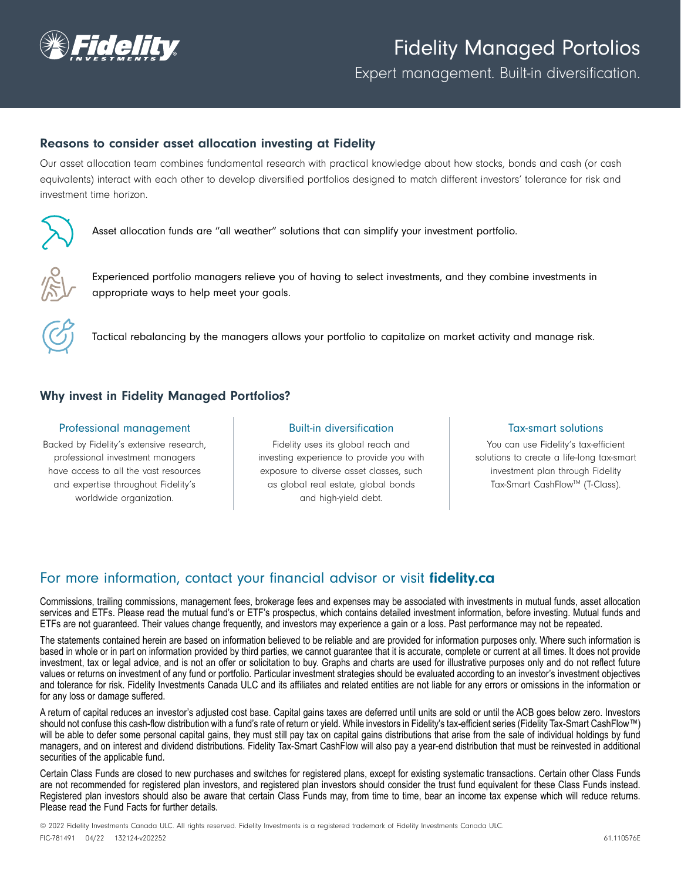# Fidelity Managed Portolios

Expert management. Built-in diversification.

## Reasons to consider asset allocation investing at Fidelity

Our asset allocation team combines fundamental research with practical knowledge about how stocks, bonds and cash (or cash equivalents) interact with each other to develop diversified portfolios designed to match different investors' tolerance for risk and investment time horizon.

Asset allocation funds are "all weather" solutions that can simplify your investment portfolio.

Experienced portfolio managers relieve you of having to select investments, and they combine investments in appropriate ways to help meet your goals.

Tactical rebalancing by the managers allows your portfolio to capitalize on market activity and manage risk.

## Why invest in Fidelity Managed Portfolios?

### Professional management

Backed by Fidelity's extensive research, professional investment managers have access to all the vast resources and expertise throughout Fidelity's worldwide organization.

### Built-in diversification

Fidelity uses its global reach and investing experience to provide you with exposure to diverse asset classes, such as global real estate, global bonds and high-yield debt.

### Tax-smart solutions

You can use Fidelity's tax-efficient solutions to create a life-long tax-smart investment plan through Fidelity Tax-Smart CashFlow™ (T-Class).

## For more information, contact your financial advisor or visit **fidelity.ca**

Commissions, trailing commissions, management fees, brokerage fees and expenses may be associated with investments in mutual funds, asset allocation services and ETFs. Please read the mutual fund's or ETF's prospectus, which contains detailed investment information, before investing. Mutual funds and ETFs are not guaranteed. Their values change frequently, and investors may experience a gain or a loss. Past performance may not be repeated.

The statements contained herein are based on information believed to be reliable and are provided for information purposes only. Where such information is based in whole or in part on information provided by third parties, we cannot guarantee that it is accurate, complete or current at all times. It does not provide investment, tax or legal advice, and is not an offer or solicitation to buy. Graphs and charts are used for illustrative purposes only and do not reflect future values or returns on investment of any fund or portfolio. Particular investment strategies should be evaluated according to an investor's investment objectives and tolerance for risk. Fidelity Investments Canada ULC and its affiliates and related entities are not liable for any errors or omissions in the information or for any loss or damage suffered.

A return of capital reduces an investor's adjusted cost base. Capital gains taxes are deferred until units are sold or until the ACB goes below zero. Investors should not confuse this cash-flow distribution with a fund's rate of return or yield. While investors in Fidelity's tax-efficient series (Fidelity Tax-Smart CashFlow™) will be able to defer some personal capital gains, they must still pay tax on capital gains distributions that arise from the sale of individual holdings by fund managers, and on interest and dividend distributions. Fidelity Tax-Smart CashFlow will also pay a year-end distribution that must be reinvested in additional securities of the applicable fund.

Certain Class Funds are closed to new purchases and switches for registered plans, except for existing systematic transactions. Certain other Class Funds are not recommended for registered plan investors, and registered plan investors should consider the trust fund equivalent for these Class Funds instead. Registered plan investors should also be aware that certain Class Funds may, from time to time, bear an income tax expense which will reduce returns. Please read the Fund Facts for further details.

© 2022 Fidelity Investments Canada ULC. All rights reserved. Fidelity Investments is a registered trademark of Fidelity Investments Canada ULC.

FIC-781491 04/22 132124-v202252 61.110576E